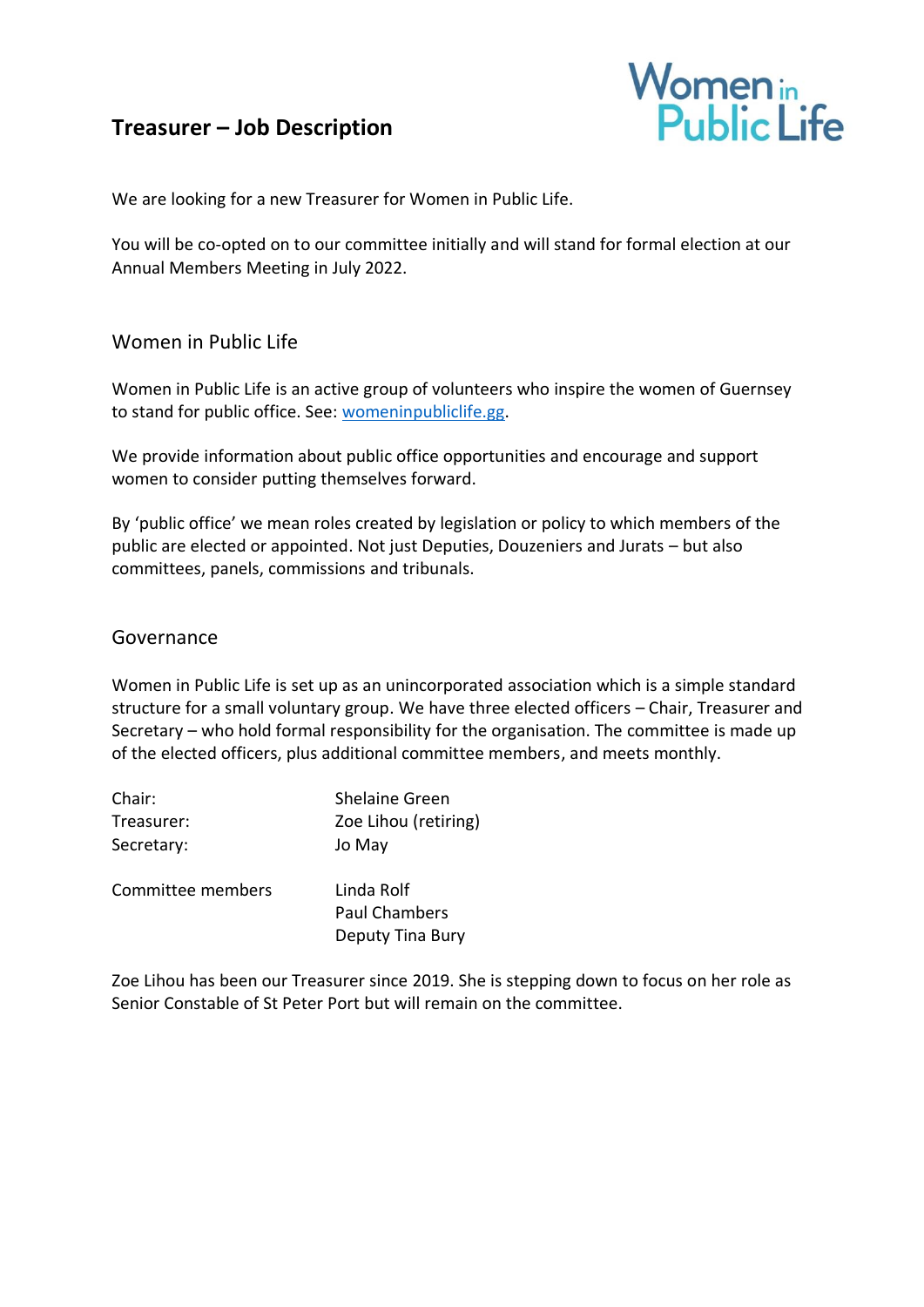# Treasurer – Job Description

Women in Public Life

We are looking for a new Treasurer for Women in Public Life.

You will be co-opted on to our committee initially and will stand for formal election at our Annual Members Meeting in July 2022.

## Women in Public Life

Women in Public Life is an active group of volunteers who inspire the women of Guernsey to stand for public office. See: [womeninpubliclife.gg](https://womeninpubliclife.gg).

We provide information about public office opportunities and encourage and support women to consider putting themselves forward.

By 'public office' we mean roles created by legislation or policy to which members of the public are elected or appointed. Not just Deputies, Douzeniers and Jurats – but also committees, panels, commissions and tribunals.

## Governance

Women in Public Life is set up as an unincorporated association which is a simple standard structure for a small voluntary group. We have three elected officers – Chair, Treasurer and Secretary – who hold formal responsibility for the organisation. The committee is made up of the elected officers, plus additional committee members, and meets monthly.

| | |
|---|---|
| Chair: | Shelaine Green |
| Treasurer: | Zoe Lihou (retiring) |
| Secretary: | Jo May |
| | |
| Committee members | Linda Rolf |
| | Paul Chambers |
| | Deputy Tina Bury |

Zoe Lihou has been our Treasurer since 2019. She is stepping down to focus on her role as Senior Constable of St Peter Port but will remain on the committee.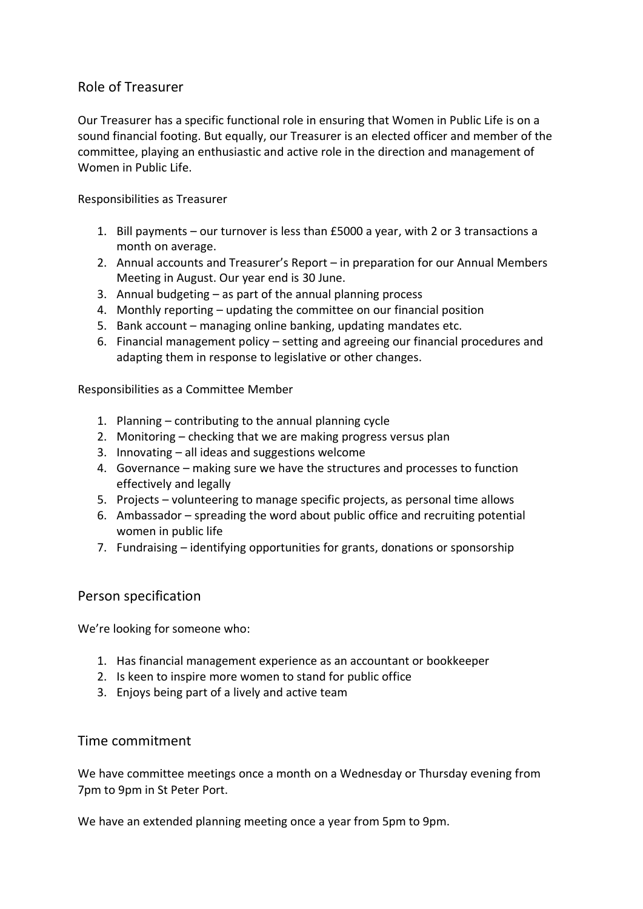## Role of Treasurer

Our Treasurer has a specific functional role in ensuring that Women in Public Life is on a sound financial footing. But equally, our Treasurer is an elected officer and member of the committee, playing an enthusiastic and active role in the direction and management of Women in Public Life.

Responsibilities as Treasurer

1. Bill payments – our turnover is less than £5000 a year, with 2 or 3 transactions a month on average.
2. Annual accounts and Treasurer's Report – in preparation for our Annual Members Meeting in August. Our year end is 30 June.
3. Annual budgeting – as part of the annual planning process
4. Monthly reporting – updating the committee on our financial position
5. Bank account – managing online banking, updating mandates etc.
6. Financial management policy – setting and agreeing our financial procedures and adapting them in response to legislative or other changes.

Responsibilities as a Committee Member

1. Planning – contributing to the annual planning cycle
2. Monitoring – checking that we are making progress versus plan
3. Innovating – all ideas and suggestions welcome
4. Governance – making sure we have the structures and processes to function effectively and legally
5. Projects – volunteering to manage specific projects, as personal time allows
6. Ambassador – spreading the word about public office and recruiting potential women in public life
7. Fundraising – identifying opportunities for grants, donations or sponsorship

## Person specification

We're looking for someone who:

1. Has financial management experience as an accountant or bookkeeper
2. Is keen to inspire more women to stand for public office
3. Enjoys being part of a lively and active team

## Time commitment

We have committee meetings once a month on a Wednesday or Thursday evening from 7pm to 9pm in St Peter Port.

We have an extended planning meeting once a year from 5pm to 9pm.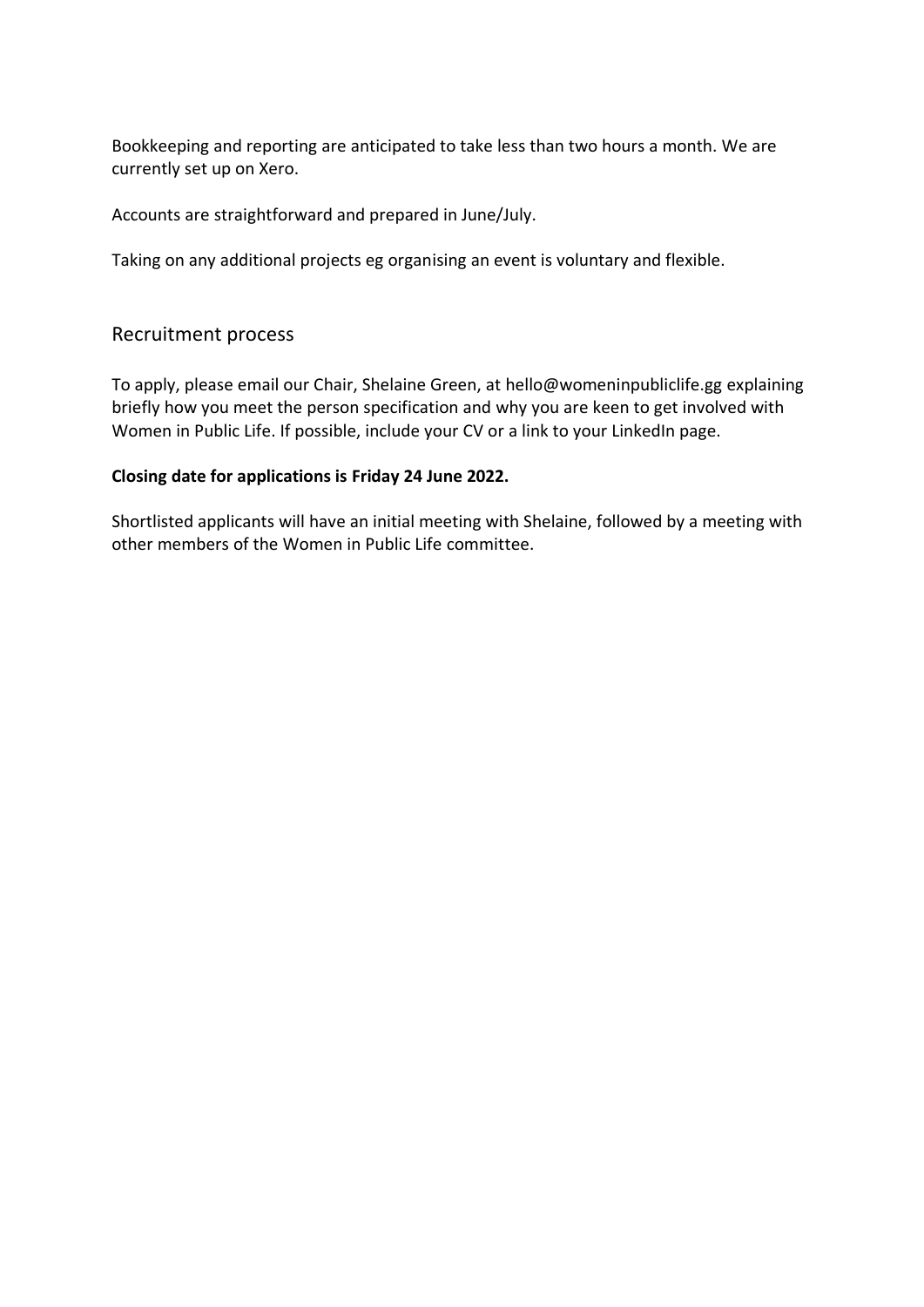Bookkeeping and reporting are anticipated to take less than two hours a month. We are currently set up on Xero.

Accounts are straightforward and prepared in June/July.

Taking on any additional projects eg organising an event is voluntary and flexible.

## Recruitment process

To apply, please email our Chair, Shelaine Green, at hello@womeninpubliclife.gg explaining briefly how you meet the person specification and why you are keen to get involved with Women in Public Life. If possible, include your CV or a link to your LinkedIn page.

**Closing date for applications is Friday 24 June 2022.**

Shortlisted applicants will have an initial meeting with Shelaine, followed by a meeting with other members of the Women in Public Life committee.